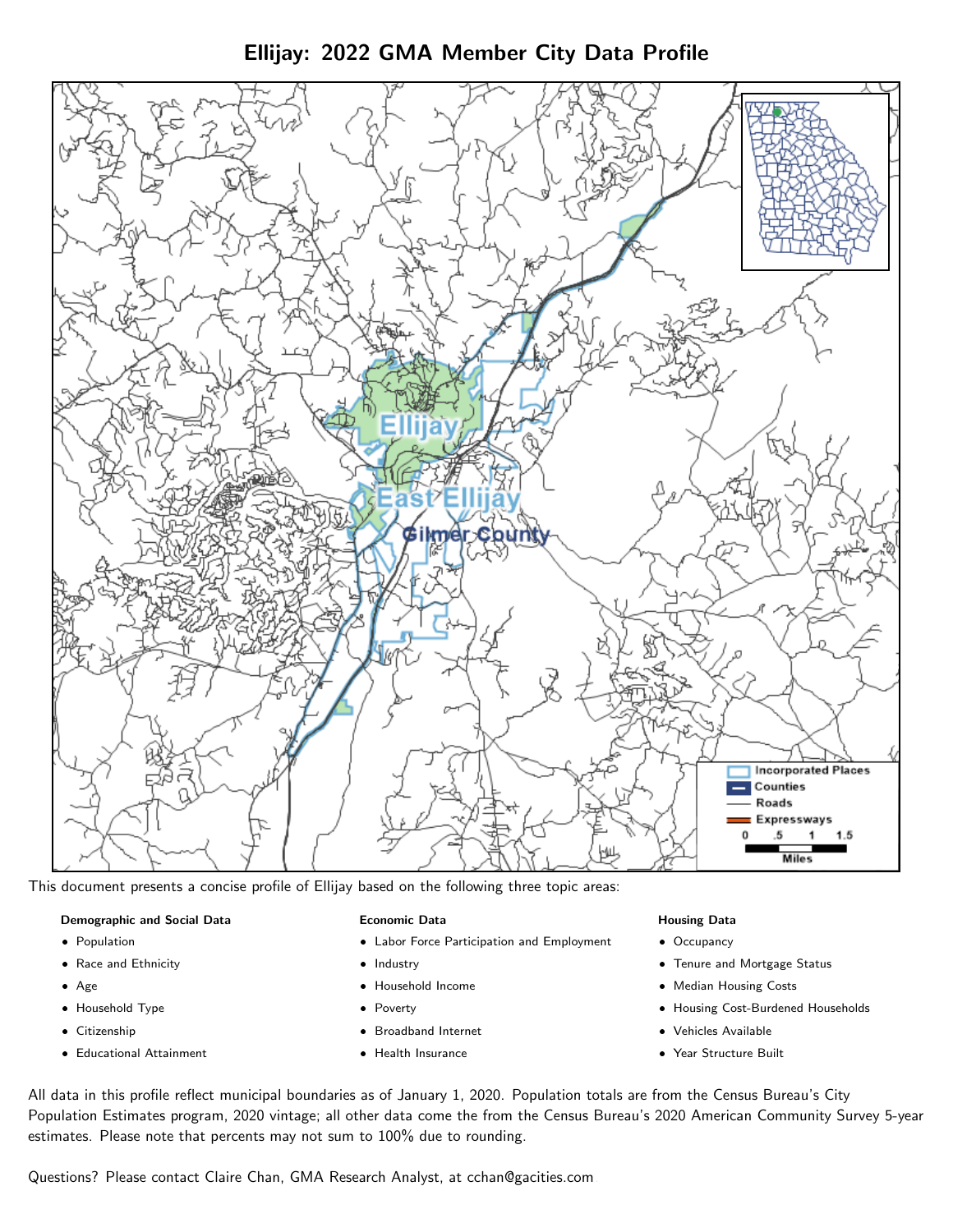# Ellijay: 2022 GMA Member City Data Profile

This document presents a concise profile of Ellijay based on the following three topic areas:

**Demographic and Social Data**

- Population
- Race and Ethnicity
- Age
- Household Type
- Citizenship
- Educational Attainment

**Economic Data**

- Labor Force Participation and Employment
- Industry
- Household Income
- Poverty
- Broadband Internet
- Health Insurance

**Housing Data**

- Occupancy
- Tenure and Mortgage Status
- Median Housing Costs
- Housing Cost-Burdened Households
- Vehicles Available
- Year Structure Built

All data in this profile reflect municipal boundaries as of January 1, 2020. Population totals are from the Census Bureau's City Population Estimates program, 2020 vintage; all other data come the from the Census Bureau's 2020 American Community Survey 5-year estimates. Please note that percents may not sum to 100% due to rounding.

Questions? Please contact Claire Chan, GMA Research Analyst, at cchan@gacities.com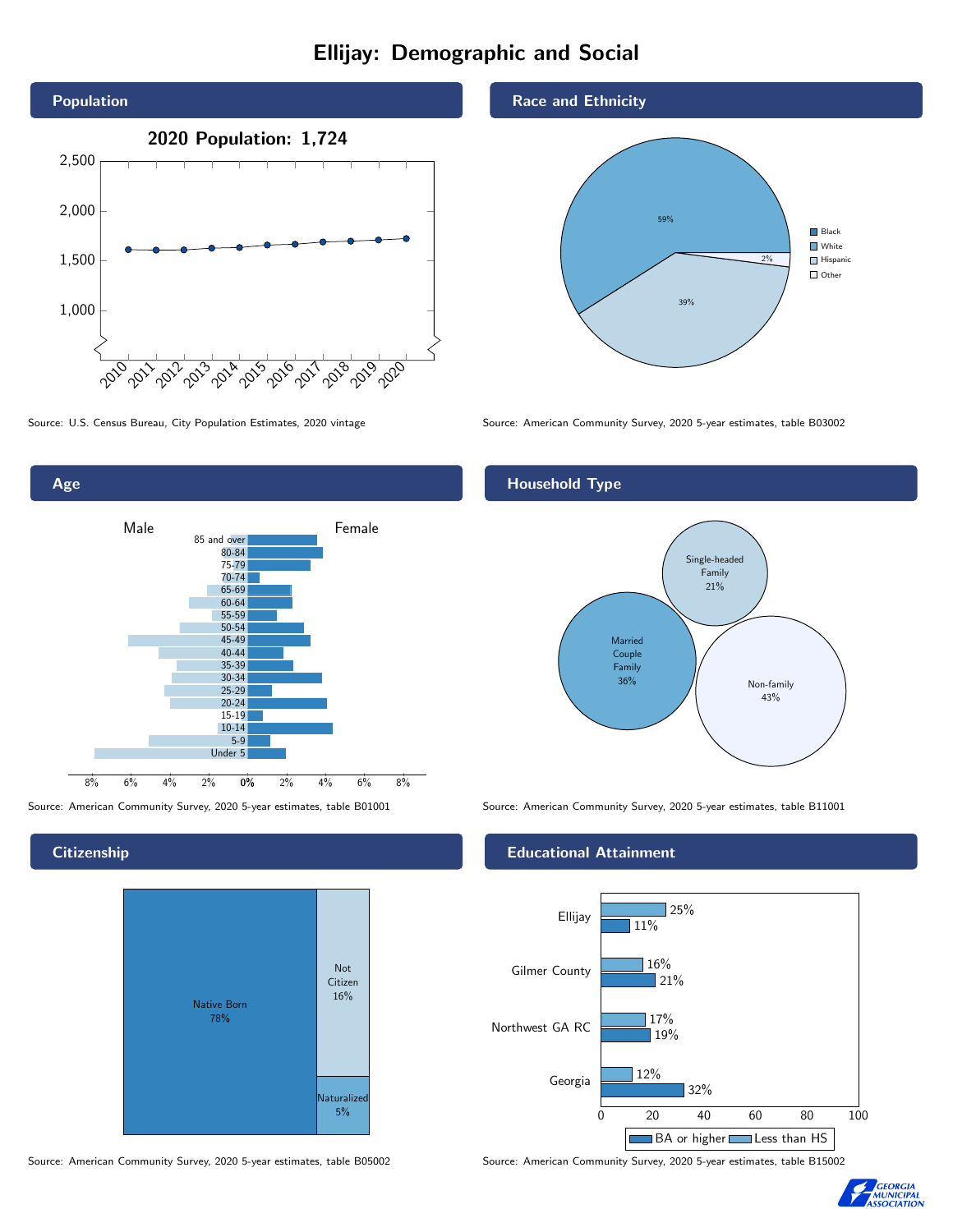# Ellijay: Demographic and Social

## Population

**2020 Population: 1,724**

Source: U.S. Census Bureau, City Population Estimates, 2020 vintage

## Race and Ethnicity

| Group | Share |
|---|---|
| Black | |
| White | 59% |
| Hispanic | 39% |
| Other | 2% |

Source: American Community Survey, 2020 5-year estimates, table B03002

## Age

Source: American Community Survey, 2020 5-year estimates, table B01001

## Household Type

| Type | Share |
|---|---|
| Married Couple Family | 36% |
| Single-headed Family | 21% |
| Non-family | 43% |

Source: American Community Survey, 2020 5-year estimates, table B11001

## Citizenship

| Status | Share |
|---|---|
| Native Born | 78% |
| Not Citizen | 16% |
| Naturalized | 5% |

Source: American Community Survey, 2020 5-year estimates, table B05002

## Educational Attainment

| Area | Less than HS | BA or higher |
|---|---|---|
| Ellijay | 25% | 11% |
| Gilmer County | 16% | 21% |
| Northwest GA RC | 17% | 19% |
| Georgia | 12% | 32% |

Source: American Community Survey, 2020 5-year estimates, table B15002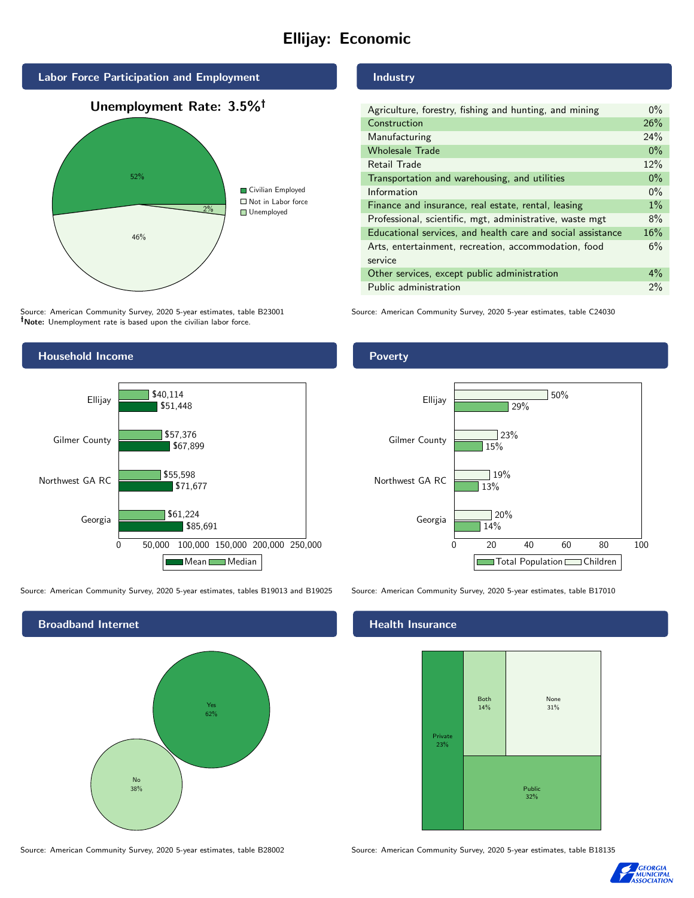# Ellijay: Economic

## Labor Force Participation and Employment

**Unemployment Rate: 3.5%†**

| Category | Percent |
| --- | --- |
| Civilian Employed | 52% |
| Not in Labor force | 46% |
| Unemployed | 2% |

Source: American Community Survey, 2020 5-year estimates, table B23001
**†Note:** Unemployment rate is based upon the civilian labor force.

## Industry

| Industry | Percent |
| --- | --- |
| Agriculture, forestry, fishing and hunting, and mining | 0% |
| Construction | 26% |
| Manufacturing | 24% |
| Wholesale Trade | 0% |
| Retail Trade | 12% |
| Transportation and warehousing, and utilities | 0% |
| Information | 0% |
| Finance and insurance, real estate, rental, leasing | 1% |
| Professional, scientific, mgt, administrative, waste mgt | 8% |
| Educational services, and health care and social assistance | 16% |
| Arts, entertainment, recreation, accommodation, food service | 6% |
| Other services, except public administration | 4% |
| Public administration | 2% |

Source: American Community Survey, 2020 5-year estimates, table C24030

## Household Income

| | Median | Mean |
| --- | --- | --- |
| Ellijay | $40,114 | $51,448 |
| Gilmer County | $57,376 | $67,899 |
| Northwest GA RC | $55,598 | $71,677 |
| Georgia | $61,224 | $85,691 |

Source: American Community Survey, 2020 5-year estimates, tables B19013 and B19025

## Poverty

| | Children | Total Population |
| --- | --- | --- |
| Ellijay | 50% | 29% |
| Gilmer County | 23% | 15% |
| Northwest GA RC | 19% | 13% |
| Georgia | 20% | 14% |

Source: American Community Survey, 2020 5-year estimates, table B17010

## Broadband Internet

| Response | Percent |
| --- | --- |
| Yes | 62% |
| No | 38% |

Source: American Community Survey, 2020 5-year estimates, table B28002

## Health Insurance

| Type | Percent |
| --- | --- |
| Private | 23% |
| Both | 14% |
| None | 31% |
| Public | 32% |

Source: American Community Survey, 2020 5-year estimates, table B18135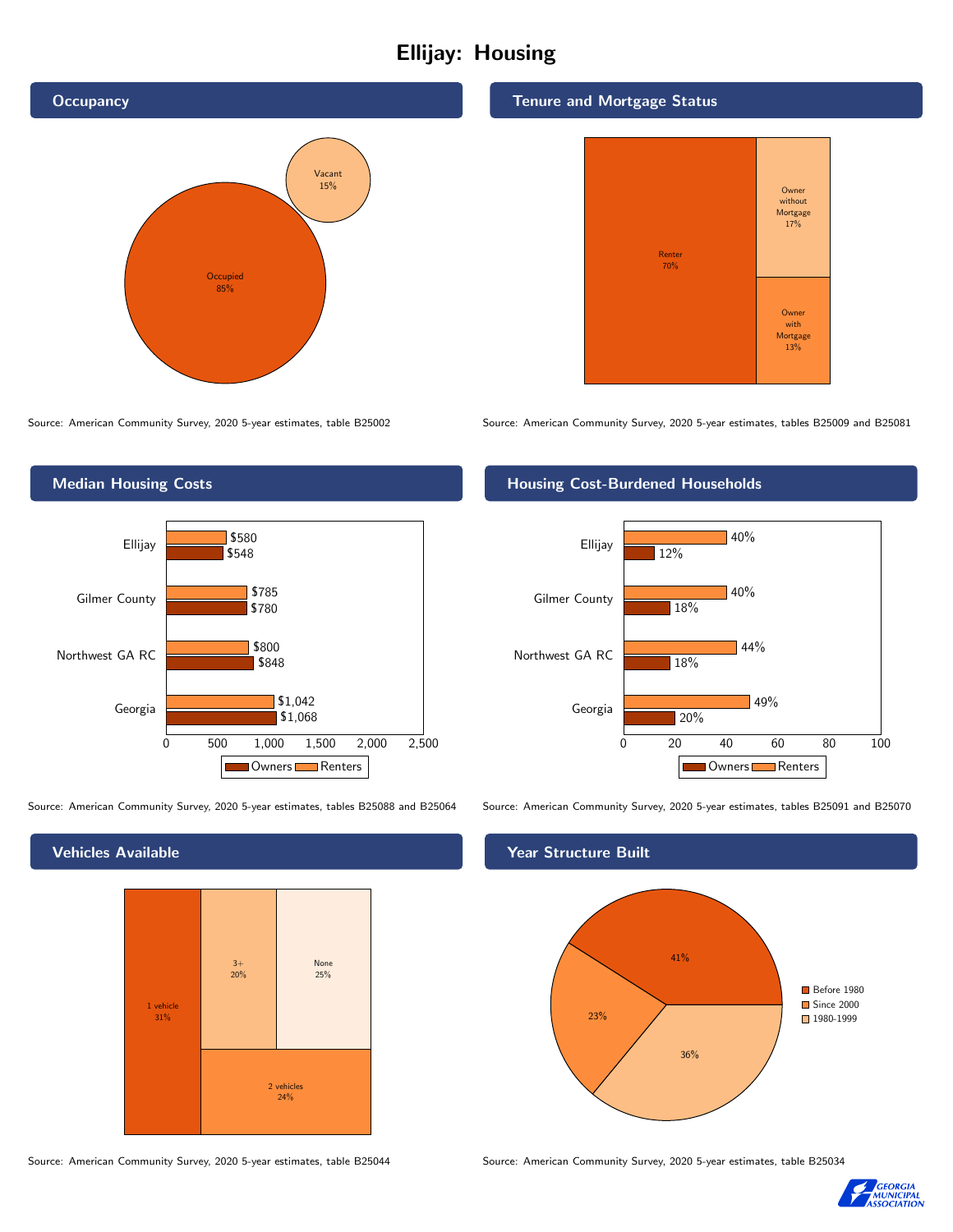# Ellijay: Housing

## Occupancy

Vacant
15%

Occupied
85%

Source: American Community Survey, 2020 5-year estimates, table B25002

## Tenure and Mortgage Status

Renter
70%

Owner without Mortgage
17%

Owner with Mortgage
13%

Source: American Community Survey, 2020 5-year estimates, tables B25009 and B25081

## Median Housing Costs

Ellijay
$580
$548

Gilmer County
$785
$780

Northwest GA RC
$800
$848

Georgia
$1,042
$1,068

0 500 1,000 1,500 2,000 2,500

Owners Renters

Source: American Community Survey, 2020 5-year estimates, tables B25088 and B25064

## Housing Cost-Burdened Households

Ellijay
40%
12%

Gilmer County
40%
18%

Northwest GA RC
44%
18%

Georgia
49%
20%

0 20 40 60 80 100

Owners Renters

Source: American Community Survey, 2020 5-year estimates, tables B25091 and B25070

## Vehicles Available

1 vehicle
31%

3+
20%

None
25%

2 vehicles
24%

Source: American Community Survey, 2020 5-year estimates, table B25044

## Year Structure Built

41%

23%

36%

Before 1980
Since 2000
1980-1999

Source: American Community Survey, 2020 5-year estimates, table B25034